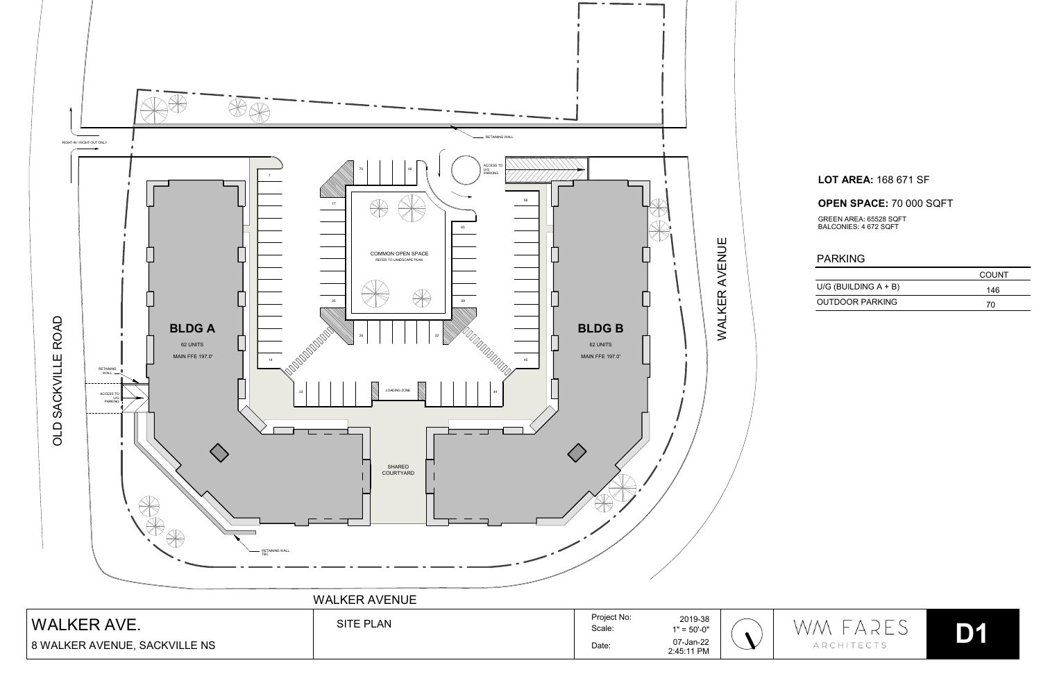**LOT AREA:** 168 671 SF

**OPEN SPACE:** 70 000 SQFT

GREEN AREA: 65528 SQFT
BALCONIES: 4 672 SQFT

## PARKING

| | COUNT |
|---|---|
| U/G (BUILDING A + B) | 146 |
| OUTDOOR PARKING | 70 |

OLD SACKVILLE ROAD

WALKER AVENUE

WALKER AVENUE

RIGHT-IN / RIGHT-OUT ONLY

RETAINING WALL

ACCESS TO U/G PARKING

COMMON OPEN SPACE
REFER TO LANDSCAPE PLAN

LOADING ZONE

SHARED COURTYARD

**BLDG A**
62 UNITS
MAIN FFE 197.0'

**BLDG B**
62 UNITS
MAIN FFE 197.0'

RETAINING WALL

ACCESS TO U/G PARKING

RETAINING WALL TBC

| WALKER AVE. | SITE PLAN | Project No: 2019-38 | | |
|---|---|---|---|---|
| 8 WALKER AVENUE, SACKVILLE NS | | Scale: 1" = 50'-0" | WM FARES ARCHITECTS | D1 |
| | | Date: 07-Jan-22 2:45:11 PM | | |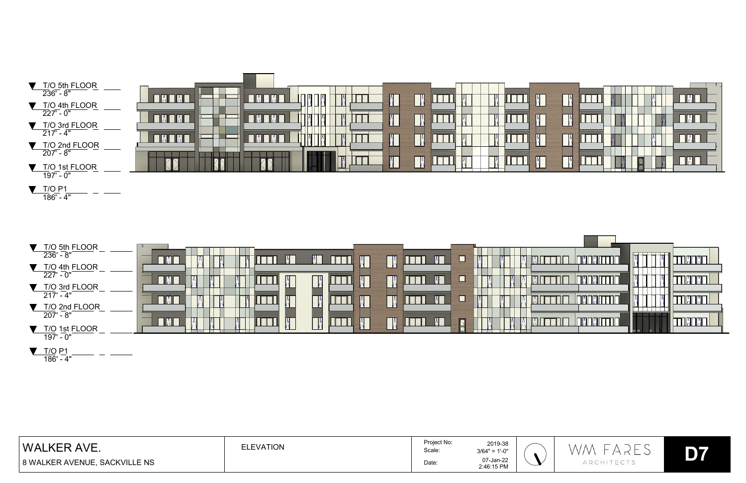T/O 5th FLOOR
236' - 8"

T/O 4th FLOOR
227' - 0"

T/O 3rd FLOOR
217' - 4"

T/O 2nd FLOOR
207' - 8"

T/O 1st FLOOR
197' - 0"

T/O P1
186' - 4"

T/O 5th FLOOR
236' - 8"

T/O 4th FLOOR
227' - 0"

T/O 3rd FLOOR
217' - 4"

T/O 2nd FLOOR
207' - 8"

T/O 1st FLOOR
197' - 0"

T/O P1
186' - 4"

| WALKER AVE. | ELEVATION | Project No: | 2019-38 | WM FARES ARCHITECTS | D7 |
|---|---|---|---|---|---|
| 8 WALKER AVENUE, SACKVILLE NS | | Scale: | 3/64" = 1'-0" | | |
| | | Date: | 07-Jan-22 2:46:15 PM | | |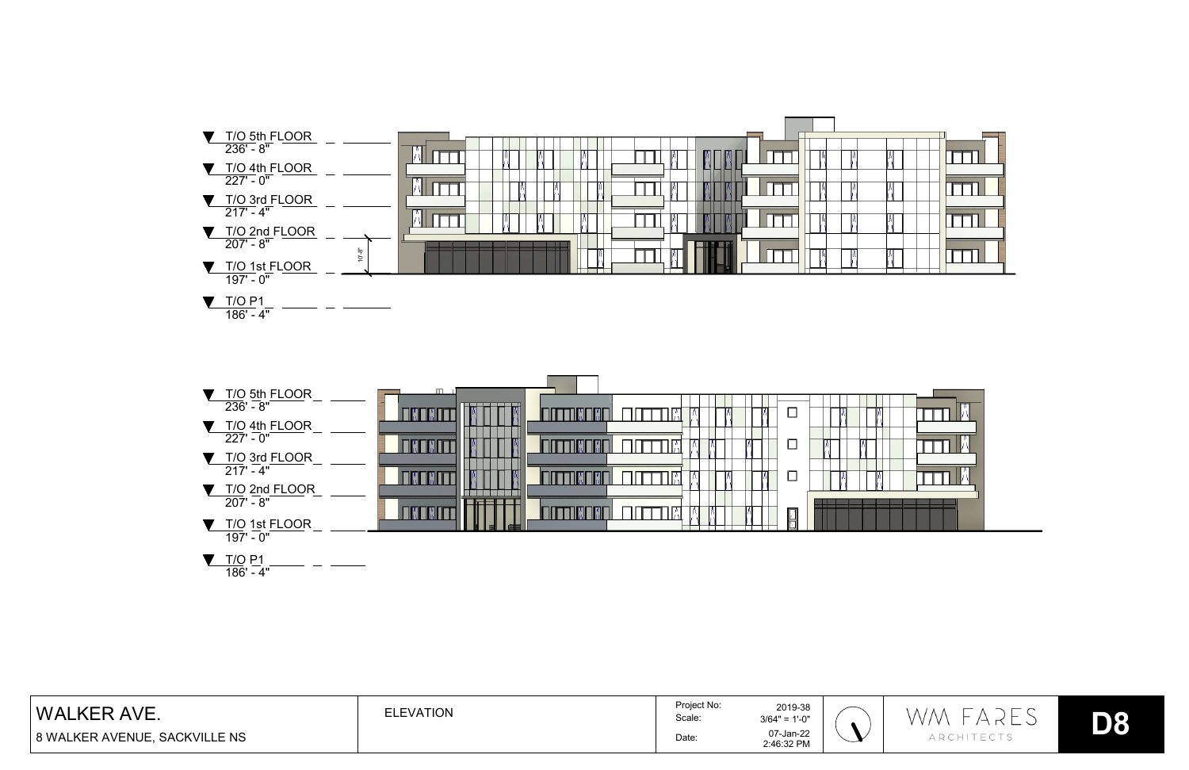T/O 5th FLOOR
236' - 8"

T/O 4th FLOOR
227' - 0"

T/O 3rd FLOOR
217' - 4"

T/O 2nd FLOOR
207' - 8"

10'-8"

T/O 1st FLOOR
197' - 0"

T/O P1
186' - 4"

T/O 5th FLOOR
236' - 8"

T/O 4th FLOOR
227' - 0"

T/O 3rd FLOOR
217' - 4"

T/O 2nd FLOOR
207' - 8"

T/O 1st FLOOR
197' - 0"

T/O P1
186' - 4"

| | | | | | |
|---|---|---|---|---|---|
| WALKER AVE.<br>8 WALKER AVENUE, SACKVILLE NS | ELEVATION | Project No: 2019-38<br>Scale: 3/64" = 1'-0"<br>Date: 07-Jan-22 2:46:32 PM | | WM FARES ARCHITECTS | D8 |